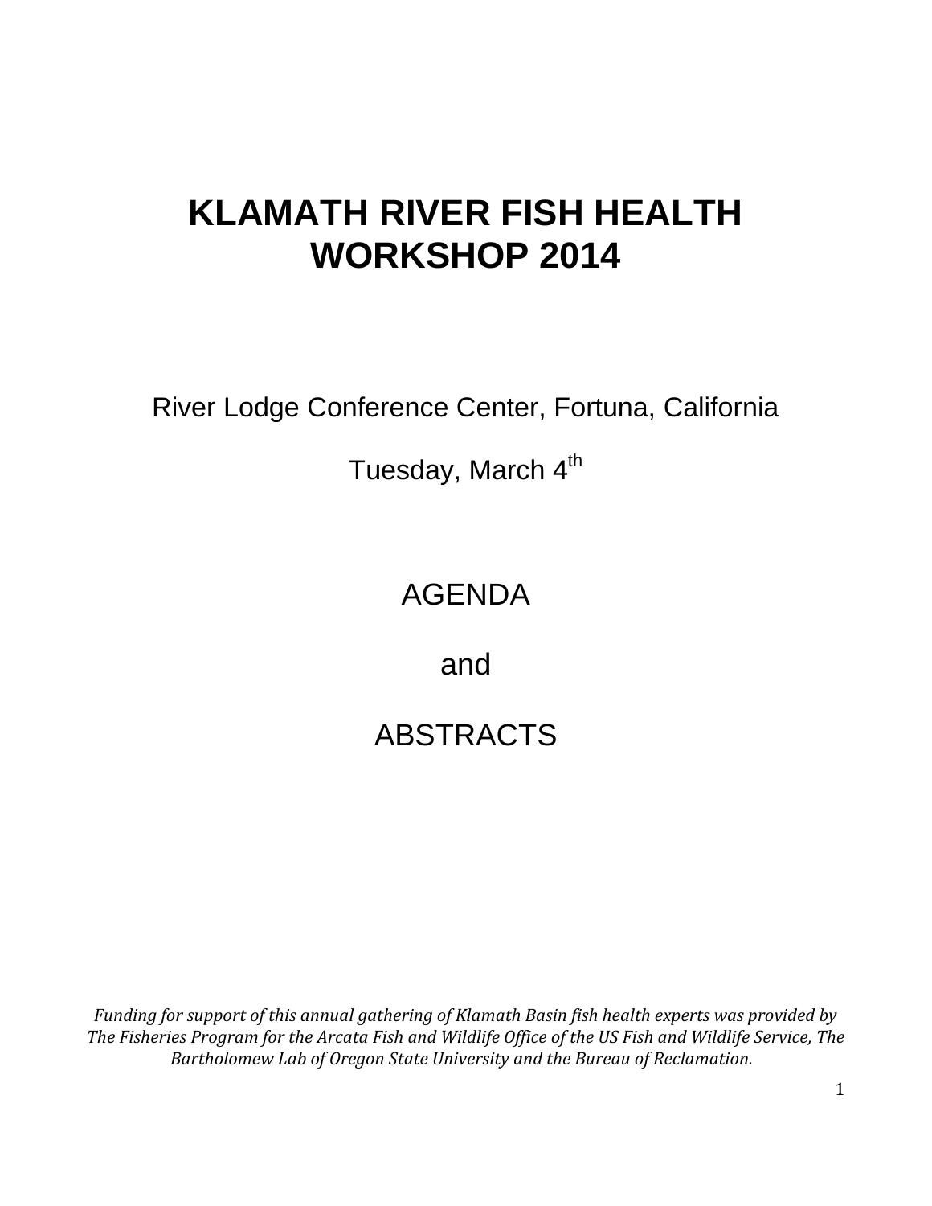# KLAMATH RIVER FISH HEALTH WORKSHOP 2014

River Lodge Conference Center, Fortuna, California

Tuesday, March 4th

AGENDA

and

ABSTRACTS

*Funding for support of this annual gathering of Klamath Basin fish health experts was provided by The Fisheries Program for the Arcata Fish and Wildlife Office of the US Fish and Wildlife Service, The Bartholomew Lab of Oregon State University and the Bureau of Reclamation.*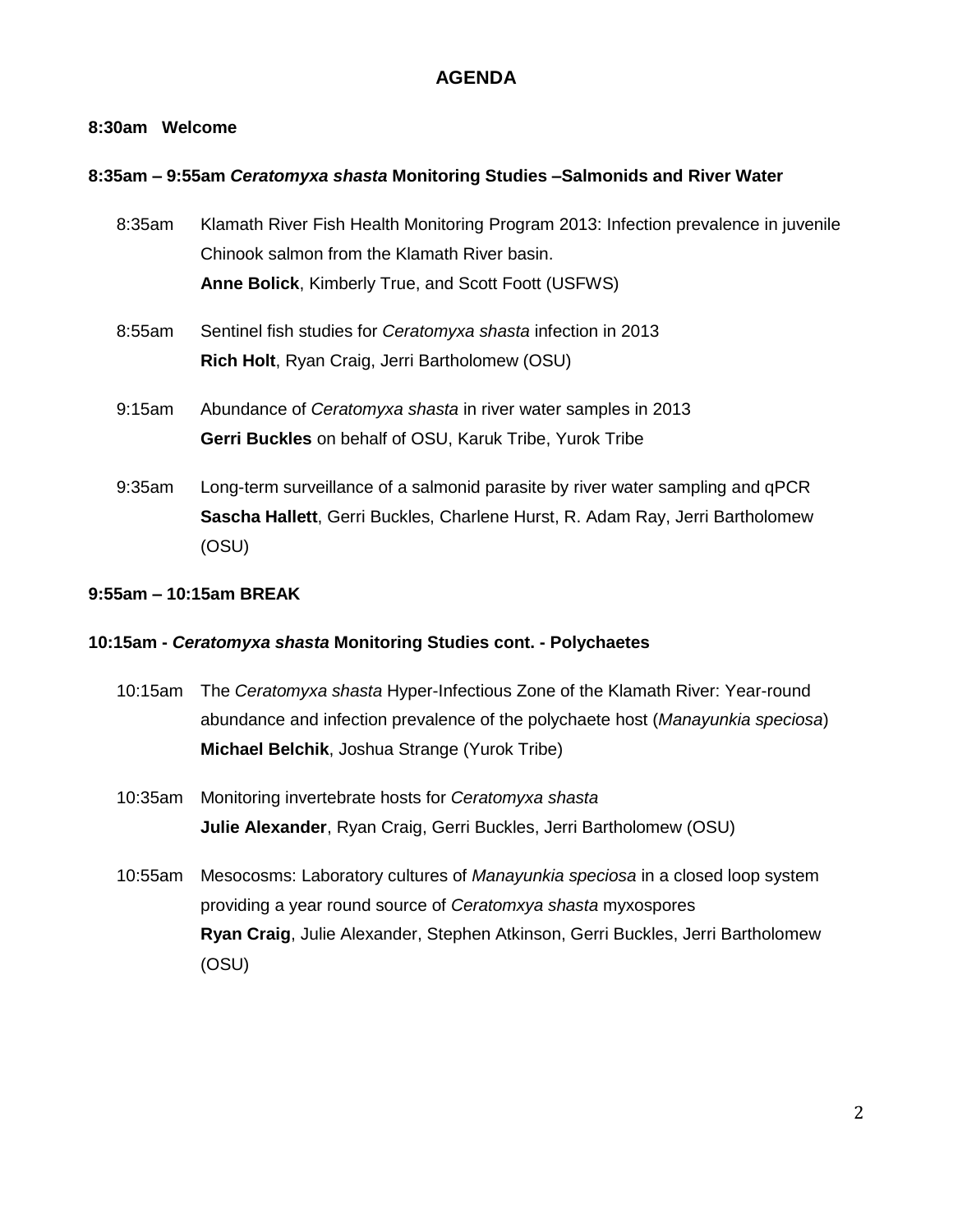# AGENDA

**8:30am Welcome**

**8:35am – 9:55am *Ceratomyxa shasta* Monitoring Studies –Salmonids and River Water**

8:35am Klamath River Fish Health Monitoring Program 2013: Infection prevalence in juvenile Chinook salmon from the Klamath River basin.
**Anne Bolick**, Kimberly True, and Scott Foott (USFWS)

8:55am Sentinel fish studies for *Ceratomyxa shasta* infection in 2013
**Rich Holt**, Ryan Craig, Jerri Bartholomew (OSU)

9:15am Abundance of *Ceratomyxa shasta* in river water samples in 2013
**Gerri Buckles** on behalf of OSU, Karuk Tribe, Yurok Tribe

9:35am Long-term surveillance of a salmonid parasite by river water sampling and qPCR
**Sascha Hallett**, Gerri Buckles, Charlene Hurst, R. Adam Ray, Jerri Bartholomew (OSU)

**9:55am – 10:15am BREAK**

**10:15am - *Ceratomyxa shasta* Monitoring Studies cont. - Polychaetes**

10:15am The *Ceratomyxa shasta* Hyper-Infectious Zone of the Klamath River: Year-round abundance and infection prevalence of the polychaete host (*Manayunkia speciosa*)
**Michael Belchik**, Joshua Strange (Yurok Tribe)

10:35am Monitoring invertebrate hosts for *Ceratomyxa shasta*
**Julie Alexander**, Ryan Craig, Gerri Buckles, Jerri Bartholomew (OSU)

10:55am Mesocosms: Laboratory cultures of *Manayunkia speciosa* in a closed loop system providing a year round source of *Ceratomxya shasta* myxospores
**Ryan Craig**, Julie Alexander, Stephen Atkinson, Gerri Buckles, Jerri Bartholomew (OSU)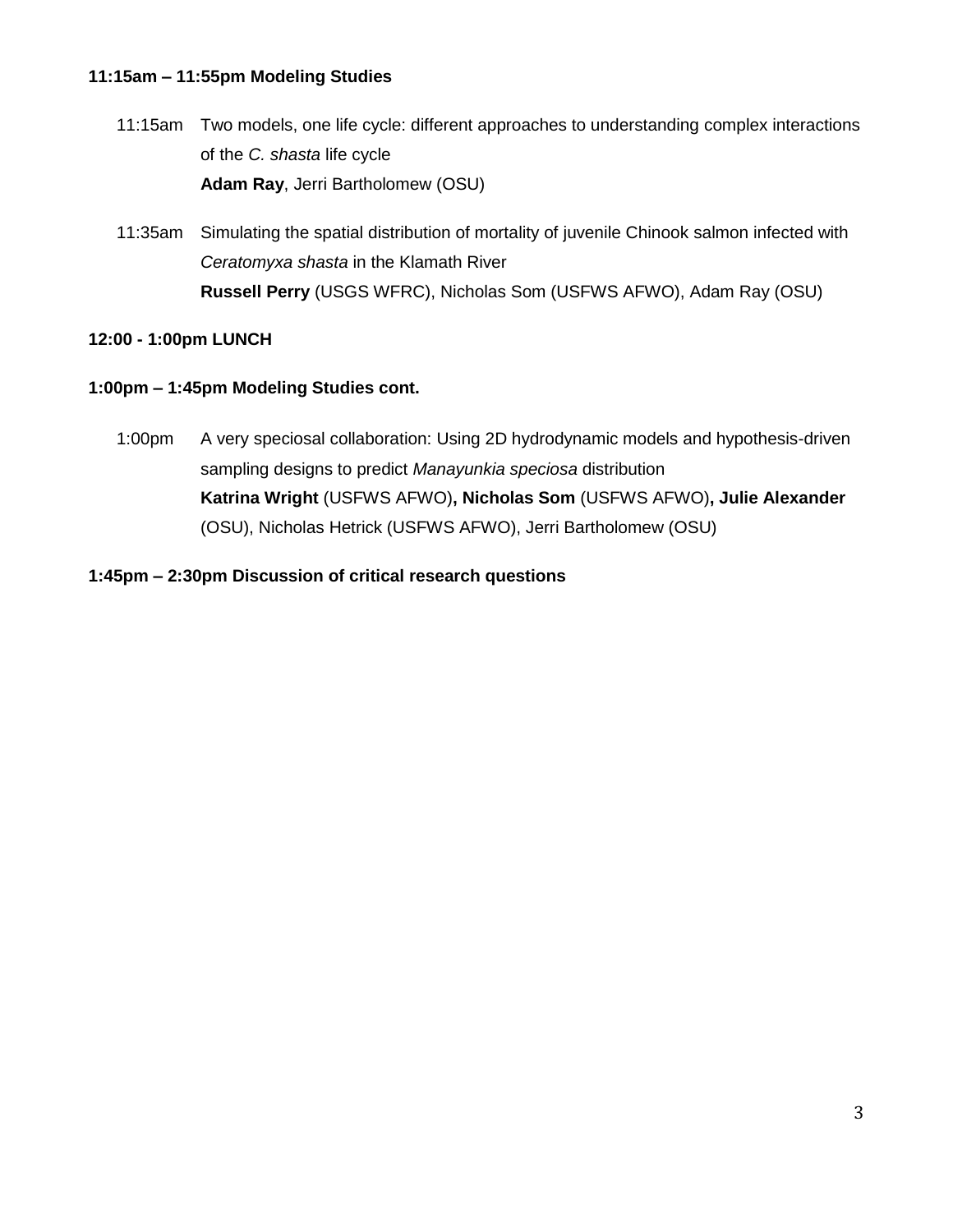**11:15am – 11:55pm Modeling Studies**

11:15am Two models, one life cycle: different approaches to understanding complex interactions of the *C. shasta* life cycle
**Adam Ray**, Jerri Bartholomew (OSU)

11:35am Simulating the spatial distribution of mortality of juvenile Chinook salmon infected with *Ceratomyxa shasta* in the Klamath River
**Russell Perry** (USGS WFRC), Nicholas Som (USFWS AFWO), Adam Ray (OSU)

**12:00 - 1:00pm LUNCH**

**1:00pm – 1:45pm Modeling Studies cont.**

1:00pm A very speciosal collaboration: Using 2D hydrodynamic models and hypothesis-driven sampling designs to predict *Manayunkia speciosa* distribution
**Katrina Wright** (USFWS AFWO)**, Nicholas Som** (USFWS AFWO)**, Julie Alexander** (OSU), Nicholas Hetrick (USFWS AFWO), Jerri Bartholomew (OSU)

**1:45pm – 2:30pm Discussion of critical research questions**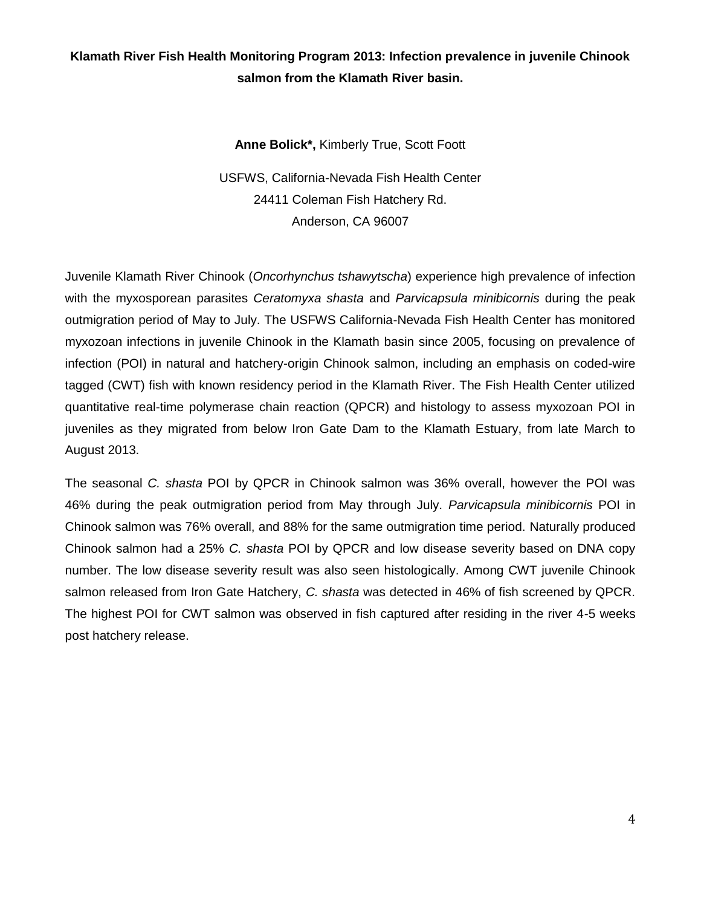**Klamath River Fish Health Monitoring Program 2013: Infection prevalence in juvenile Chinook salmon from the Klamath River basin.**

**Anne Bolick*,** Kimberly True, Scott Foott

USFWS, California-Nevada Fish Health Center
24411 Coleman Fish Hatchery Rd.
Anderson, CA 96007

Juvenile Klamath River Chinook (*Oncorhynchus tshawytscha*) experience high prevalence of infection with the myxosporean parasites *Ceratomyxa shasta* and *Parvicapsula minibicornis* during the peak outmigration period of May to July. The USFWS California-Nevada Fish Health Center has monitored myxozoan infections in juvenile Chinook in the Klamath basin since 2005, focusing on prevalence of infection (POI) in natural and hatchery-origin Chinook salmon, including an emphasis on coded-wire tagged (CWT) fish with known residency period in the Klamath River. The Fish Health Center utilized quantitative real-time polymerase chain reaction (QPCR) and histology to assess myxozoan POI in juveniles as they migrated from below Iron Gate Dam to the Klamath Estuary, from late March to August 2013.

The seasonal *C. shasta* POI by QPCR in Chinook salmon was 36% overall, however the POI was 46% during the peak outmigration period from May through July. *Parvicapsula minibicornis* POI in Chinook salmon was 76% overall, and 88% for the same outmigration time period. Naturally produced Chinook salmon had a 25% *C. shasta* POI by QPCR and low disease severity based on DNA copy number. The low disease severity result was also seen histologically. Among CWT juvenile Chinook salmon released from Iron Gate Hatchery, *C. shasta* was detected in 46% of fish screened by QPCR. The highest POI for CWT salmon was observed in fish captured after residing in the river 4-5 weeks post hatchery release.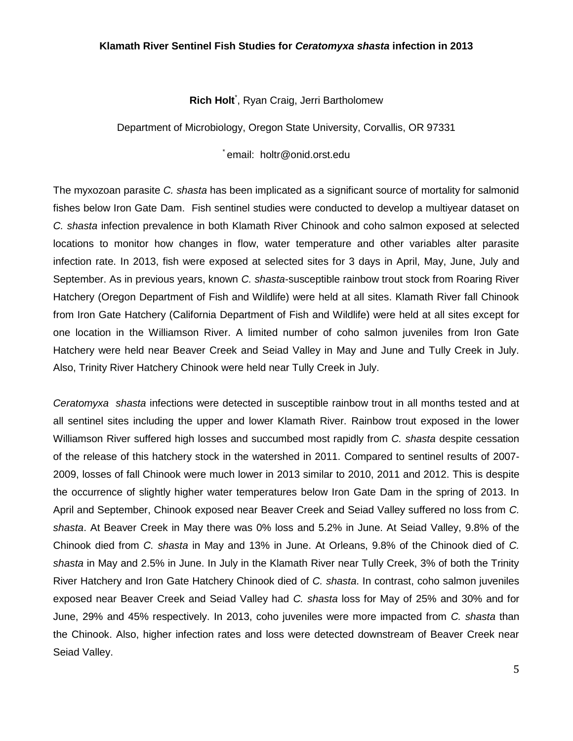**Klamath River Sentinel Fish Studies for *Ceratomyxa shasta* infection in 2013**

**Rich Holt**[*], Ryan Craig, Jerri Bartholomew

Department of Microbiology, Oregon State University, Corvallis, OR 97331

[*] email: holtr@onid.orst.edu

The myxozoan parasite *C. shasta* has been implicated as a significant source of mortality for salmonid fishes below Iron Gate Dam. Fish sentinel studies were conducted to develop a multiyear dataset on *C. shasta* infection prevalence in both Klamath River Chinook and coho salmon exposed at selected locations to monitor how changes in flow, water temperature and other variables alter parasite infection rate. In 2013, fish were exposed at selected sites for 3 days in April, May, June, July and September. As in previous years, known *C. shasta*-susceptible rainbow trout stock from Roaring River Hatchery (Oregon Department of Fish and Wildlife) were held at all sites. Klamath River fall Chinook from Iron Gate Hatchery (California Department of Fish and Wildlife) were held at all sites except for one location in the Williamson River. A limited number of coho salmon juveniles from Iron Gate Hatchery were held near Beaver Creek and Seiad Valley in May and June and Tully Creek in July. Also, Trinity River Hatchery Chinook were held near Tully Creek in July.

*Ceratomyxa shasta* infections were detected in susceptible rainbow trout in all months tested and at all sentinel sites including the upper and lower Klamath River. Rainbow trout exposed in the lower Williamson River suffered high losses and succumbed most rapidly from *C. shasta* despite cessation of the release of this hatchery stock in the watershed in 2011. Compared to sentinel results of 2007-2009, losses of fall Chinook were much lower in 2013 similar to 2010, 2011 and 2012. This is despite the occurrence of slightly higher water temperatures below Iron Gate Dam in the spring of 2013. In April and September, Chinook exposed near Beaver Creek and Seiad Valley suffered no loss from *C. shasta*. At Beaver Creek in May there was 0% loss and 5.2% in June. At Seiad Valley, 9.8% of the Chinook died from *C. shasta* in May and 13% in June. At Orleans, 9.8% of the Chinook died of *C. shasta* in May and 2.5% in June. In July in the Klamath River near Tully Creek, 3% of both the Trinity River Hatchery and Iron Gate Hatchery Chinook died of *C. shasta*. In contrast, coho salmon juveniles exposed near Beaver Creek and Seiad Valley had *C. shasta* loss for May of 25% and 30% and for June, 29% and 45% respectively. In 2013, coho juveniles were more impacted from *C. shasta* than the Chinook. Also, higher infection rates and loss were detected downstream of Beaver Creek near Seiad Valley.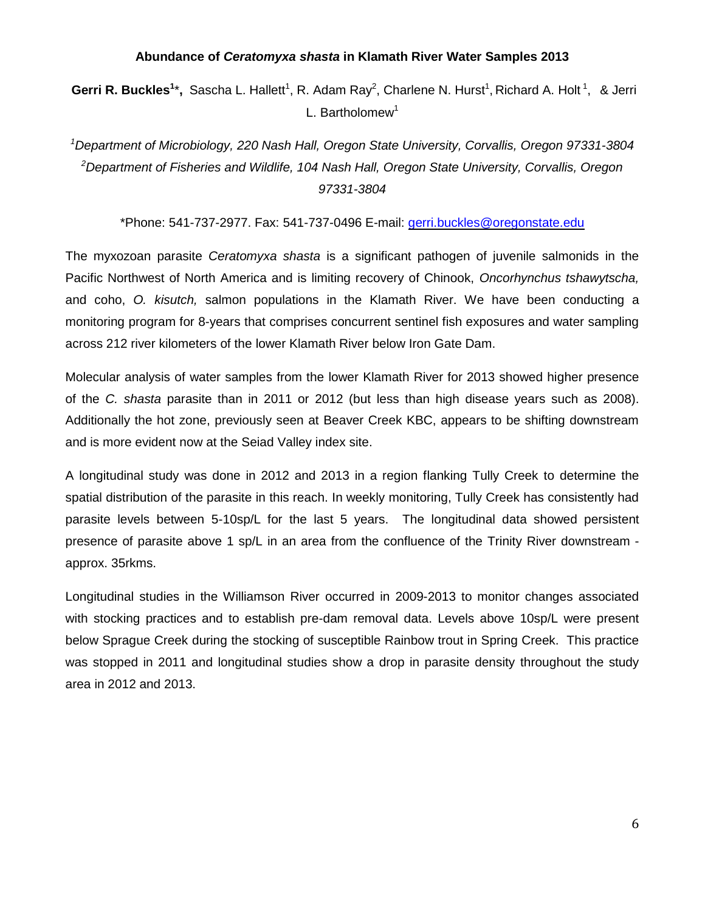### Abundance of *Ceratomyxa shasta* in Klamath River Water Samples 2013

**Gerri R. Buckles[1]\*,** Sascha L. Hallett[1], R. Adam Ray[2], Charlene N. Hurst[1], Richard A. Holt[1], & Jerri L. Bartholomew[1]

[1] *Department of Microbiology, 220 Nash Hall, Oregon State University, Corvallis, Oregon 97331-3804*
[2] *Department of Fisheries and Wildlife, 104 Nash Hall, Oregon State University, Corvallis, Oregon 97331-3804*

\*Phone: 541-737-2977. Fax: 541-737-0496 E-mail: gerri.buckles@oregonstate.edu

The myxozoan parasite *Ceratomyxa shasta* is a significant pathogen of juvenile salmonids in the Pacific Northwest of North America and is limiting recovery of Chinook, *Oncorhynchus tshawytscha,* and coho, *O. kisutch,* salmon populations in the Klamath River. We have been conducting a monitoring program for 8-years that comprises concurrent sentinel fish exposures and water sampling across 212 river kilometers of the lower Klamath River below Iron Gate Dam.

Molecular analysis of water samples from the lower Klamath River for 2013 showed higher presence of the *C. shasta* parasite than in 2011 or 2012 (but less than high disease years such as 2008). Additionally the hot zone, previously seen at Beaver Creek KBC, appears to be shifting downstream and is more evident now at the Seiad Valley index site.

A longitudinal study was done in 2012 and 2013 in a region flanking Tully Creek to determine the spatial distribution of the parasite in this reach. In weekly monitoring, Tully Creek has consistently had parasite levels between 5-10sp/L for the last 5 years. The longitudinal data showed persistent presence of parasite above 1 sp/L in an area from the confluence of the Trinity River downstream - approx. 35rkms.

Longitudinal studies in the Williamson River occurred in 2009-2013 to monitor changes associated with stocking practices and to establish pre-dam removal data. Levels above 10sp/L were present below Sprague Creek during the stocking of susceptible Rainbow trout in Spring Creek. This practice was stopped in 2011 and longitudinal studies show a drop in parasite density throughout the study area in 2012 and 2013.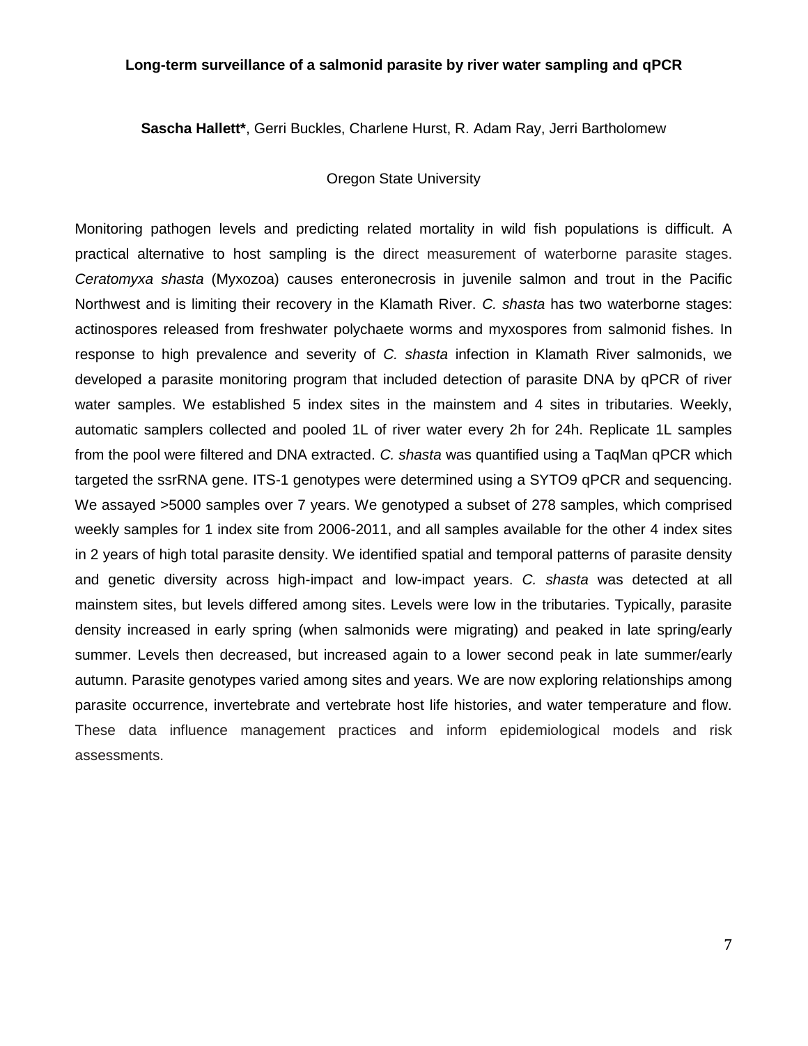**Long-term surveillance of a salmonid parasite by river water sampling and qPCR**

**Sascha Hallett***, Gerri Buckles, Charlene Hurst, R. Adam Ray, Jerri Bartholomew

Oregon State University

Monitoring pathogen levels and predicting related mortality in wild fish populations is difficult. A practical alternative to host sampling is the direct measurement of waterborne parasite stages. *Ceratomyxa shasta* (Myxozoa) causes enteronecrosis in juvenile salmon and trout in the Pacific Northwest and is limiting their recovery in the Klamath River. *C. shasta* has two waterborne stages: actinospores released from freshwater polychaete worms and myxospores from salmonid fishes. In response to high prevalence and severity of *C. shasta* infection in Klamath River salmonids, we developed a parasite monitoring program that included detection of parasite DNA by qPCR of river water samples. We established 5 index sites in the mainstem and 4 sites in tributaries. Weekly, automatic samplers collected and pooled 1L of river water every 2h for 24h. Replicate 1L samples from the pool were filtered and DNA extracted. *C. shasta* was quantified using a TaqMan qPCR which targeted the ssrRNA gene. ITS-1 genotypes were determined using a SYTO9 qPCR and sequencing. We assayed >5000 samples over 7 years. We genotyped a subset of 278 samples, which comprised weekly samples for 1 index site from 2006-2011, and all samples available for the other 4 index sites in 2 years of high total parasite density. We identified spatial and temporal patterns of parasite density and genetic diversity across high-impact and low-impact years. *C. shasta* was detected at all mainstem sites, but levels differed among sites. Levels were low in the tributaries. Typically, parasite density increased in early spring (when salmonids were migrating) and peaked in late spring/early summer. Levels then decreased, but increased again to a lower second peak in late summer/early autumn. Parasite genotypes varied among sites and years. We are now exploring relationships among parasite occurrence, invertebrate and vertebrate host life histories, and water temperature and flow. These data influence management practices and inform epidemiological models and risk assessments.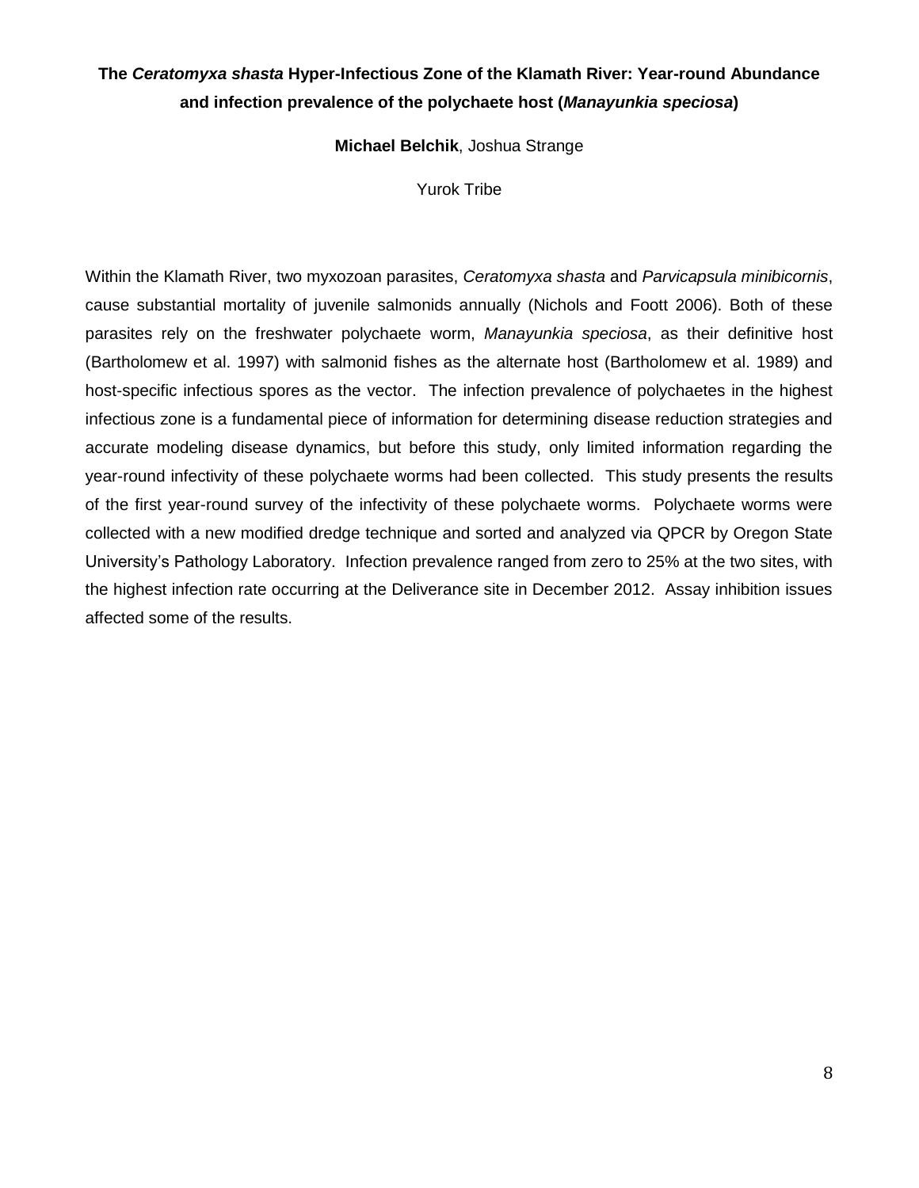## The *Ceratomyxa shasta* Hyper-Infectious Zone of the Klamath River: Year-round Abundance and infection prevalence of the polychaete host (*Manayunkia speciosa*)

**Michael Belchik**, Joshua Strange

Yurok Tribe

Within the Klamath River, two myxozoan parasites, *Ceratomyxa shasta* and *Parvicapsula minibicornis*, cause substantial mortality of juvenile salmonids annually (Nichols and Foott 2006). Both of these parasites rely on the freshwater polychaete worm, *Manayunkia speciosa*, as their definitive host (Bartholomew et al. 1997) with salmonid fishes as the alternate host (Bartholomew et al. 1989) and host-specific infectious spores as the vector. The infection prevalence of polychaetes in the highest infectious zone is a fundamental piece of information for determining disease reduction strategies and accurate modeling disease dynamics, but before this study, only limited information regarding the year-round infectivity of these polychaete worms had been collected. This study presents the results of the first year-round survey of the infectivity of these polychaete worms. Polychaete worms were collected with a new modified dredge technique and sorted and analyzed via QPCR by Oregon State University's Pathology Laboratory. Infection prevalence ranged from zero to 25% at the two sites, with the highest infection rate occurring at the Deliverance site in December 2012. Assay inhibition issues affected some of the results.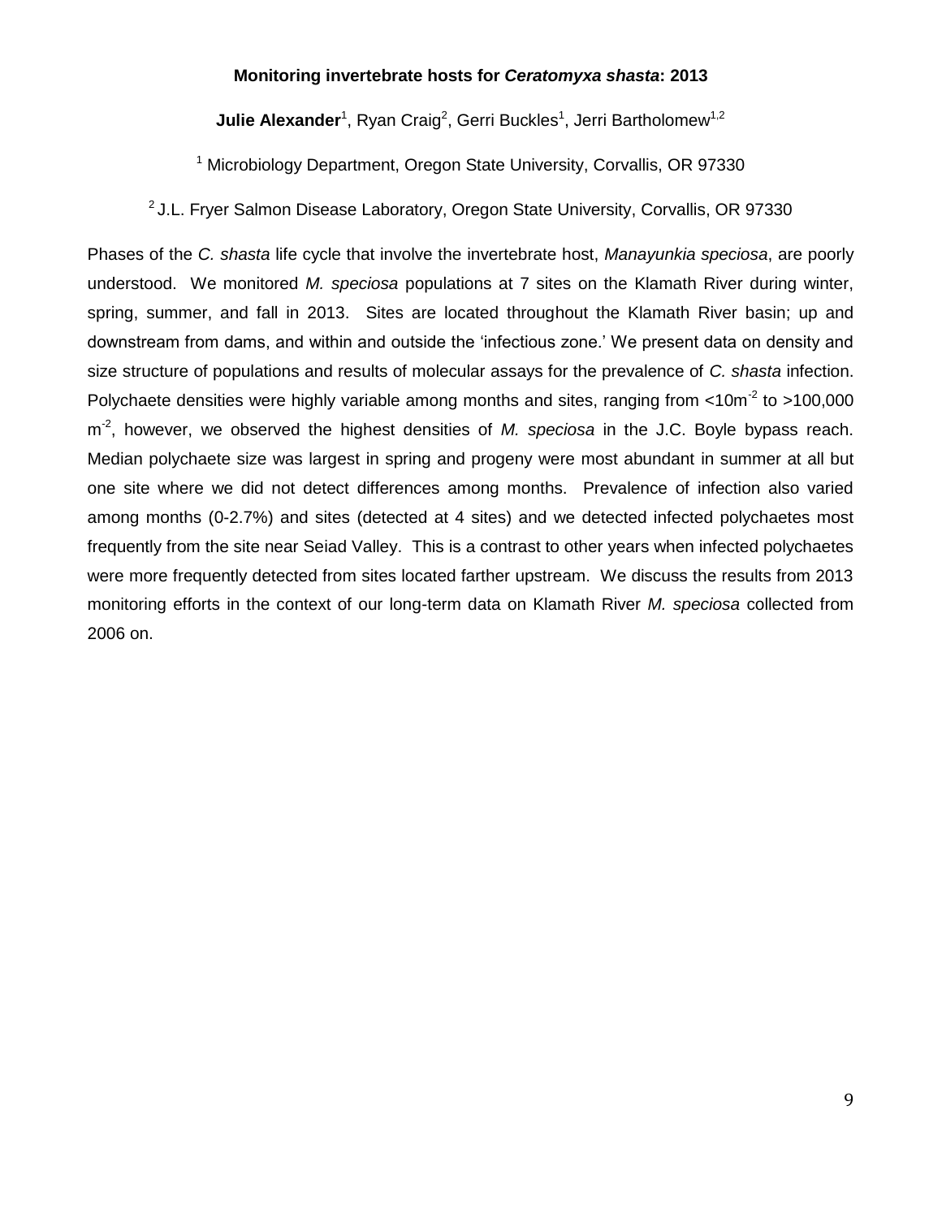**Monitoring invertebrate hosts for *Ceratomyxa shasta*: 2013**

**Julie Alexander**[1], Ryan Craig[2], Gerri Buckles[1], Jerri Bartholomew[1,2]

[1] Microbiology Department, Oregon State University, Corvallis, OR 97330

[2] J.L. Fryer Salmon Disease Laboratory, Oregon State University, Corvallis, OR 97330

Phases of the *C. shasta* life cycle that involve the invertebrate host, *Manayunkia speciosa*, are poorly understood. We monitored *M. speciosa* populations at 7 sites on the Klamath River during winter, spring, summer, and fall in 2013. Sites are located throughout the Klamath River basin; up and downstream from dams, and within and outside the 'infectious zone.' We present data on density and size structure of populations and results of molecular assays for the prevalence of *C. shasta* infection. Polychaete densities were highly variable among months and sites, ranging from $<10m^{-2}$ to $>100,000$ $m^{-2}$, however, we observed the highest densities of *M. speciosa* in the J.C. Boyle bypass reach. Median polychaete size was largest in spring and progeny were most abundant in summer at all but one site where we did not detect differences among months. Prevalence of infection also varied among months (0-2.7%) and sites (detected at 4 sites) and we detected infected polychaetes most frequently from the site near Seiad Valley. This is a contrast to other years when infected polychaetes were more frequently detected from sites located farther upstream. We discuss the results from 2013 monitoring efforts in the context of our long-term data on Klamath River *M. speciosa* collected from 2006 on.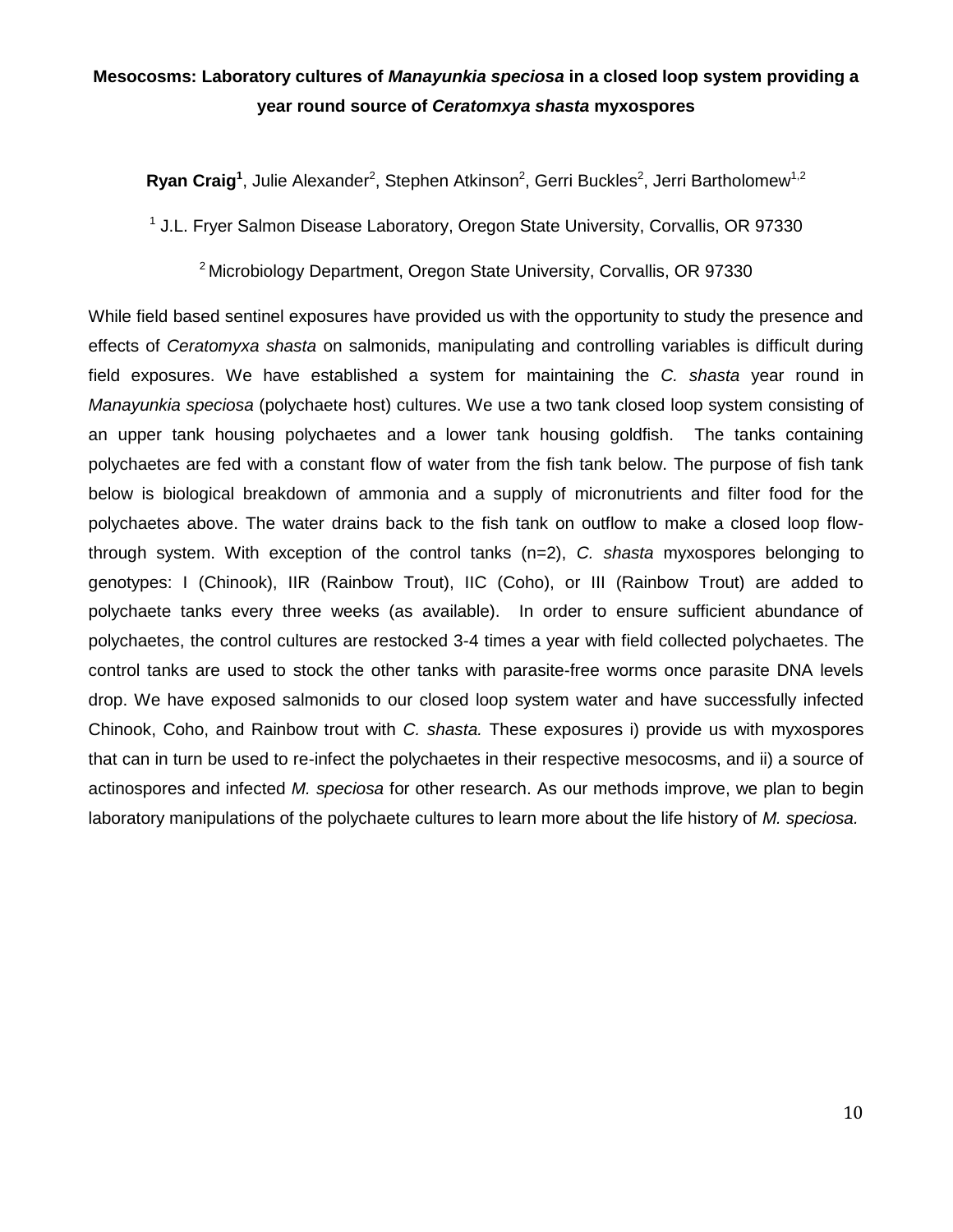# Mesocosms: Laboratory cultures of *Manayunkia speciosa* in a closed loop system providing a year round source of *Ceratomxya shasta* myxospores

**Ryan Craig**[1], Julie Alexander[2], Stephen Atkinson[2], Gerri Buckles[2], Jerri Bartholomew[1,2]

[1] J.L. Fryer Salmon Disease Laboratory, Oregon State University, Corvallis, OR 97330

[2] Microbiology Department, Oregon State University, Corvallis, OR 97330

While field based sentinel exposures have provided us with the opportunity to study the presence and effects of *Ceratomyxa shasta* on salmonids, manipulating and controlling variables is difficult during field exposures. We have established a system for maintaining the *C. shasta* year round in *Manayunkia speciosa* (polychaete host) cultures. We use a two tank closed loop system consisting of an upper tank housing polychaetes and a lower tank housing goldfish. The tanks containing polychaetes are fed with a constant flow of water from the fish tank below. The purpose of fish tank below is biological breakdown of ammonia and a supply of micronutrients and filter food for the polychaetes above. The water drains back to the fish tank on outflow to make a closed loop flow-through system. With exception of the control tanks (n=2), *C. shasta* myxospores belonging to genotypes: I (Chinook), IIR (Rainbow Trout), IIC (Coho), or III (Rainbow Trout) are added to polychaete tanks every three weeks (as available). In order to ensure sufficient abundance of polychaetes, the control cultures are restocked 3-4 times a year with field collected polychaetes. The control tanks are used to stock the other tanks with parasite-free worms once parasite DNA levels drop. We have exposed salmonids to our closed loop system water and have successfully infected Chinook, Coho, and Rainbow trout with *C. shasta.* These exposures i) provide us with myxospores that can in turn be used to re-infect the polychaetes in their respective mesocosms, and ii) a source of actinospores and infected *M. speciosa* for other research. As our methods improve, we plan to begin laboratory manipulations of the polychaete cultures to learn more about the life history of *M. speciosa.*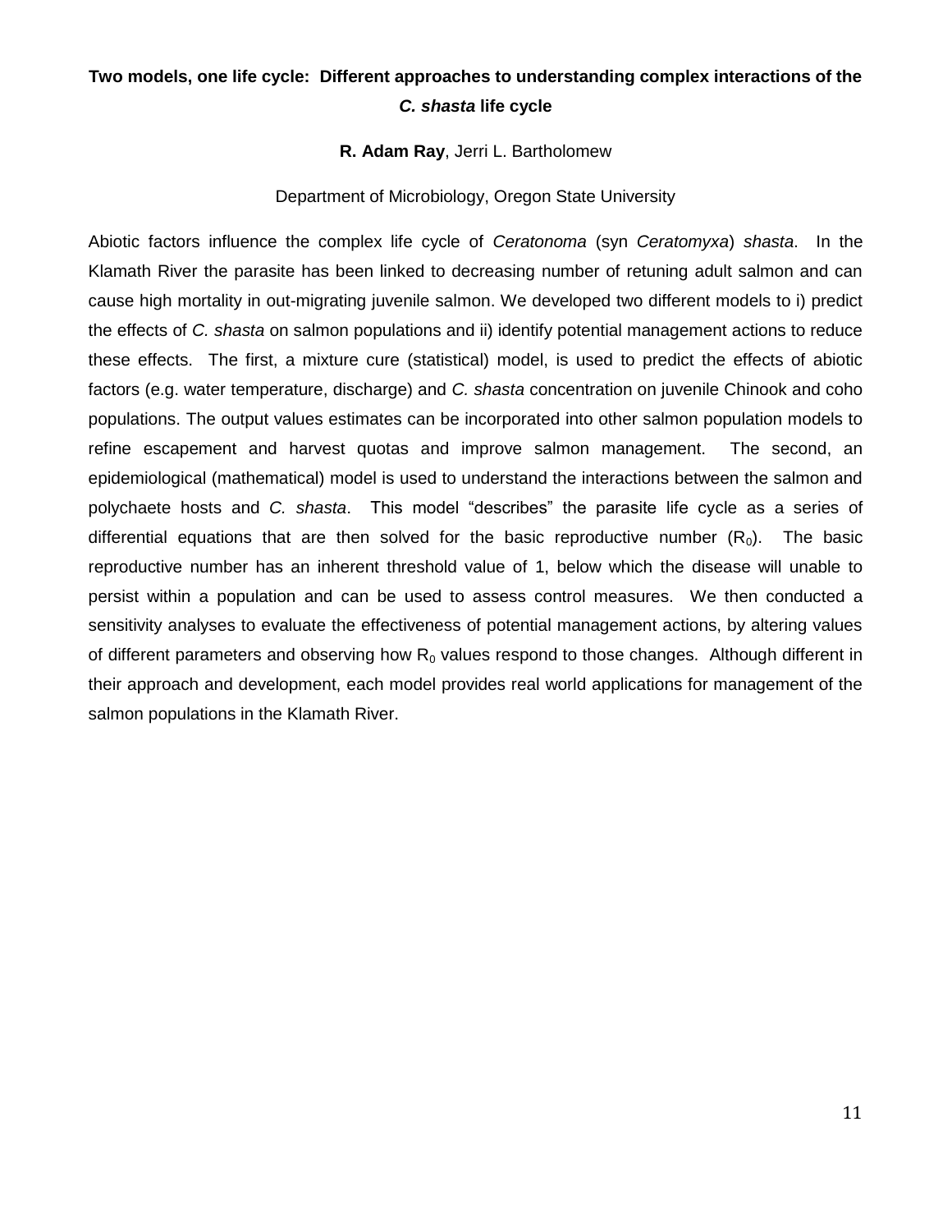**Two models, one life cycle: Different approaches to understanding complex interactions of the *C. shasta* life cycle**

**R. Adam Ray**, Jerri L. Bartholomew

Department of Microbiology, Oregon State University

Abiotic factors influence the complex life cycle of *Ceratonoma* (syn *Ceratomyxa*) *shasta*. In the Klamath River the parasite has been linked to decreasing number of retuning adult salmon and can cause high mortality in out-migrating juvenile salmon. We developed two different models to i) predict the effects of *C. shasta* on salmon populations and ii) identify potential management actions to reduce these effects. The first, a mixture cure (statistical) model, is used to predict the effects of abiotic factors (e.g. water temperature, discharge) and *C. shasta* concentration on juvenile Chinook and coho populations. The output values estimates can be incorporated into other salmon population models to refine escapement and harvest quotas and improve salmon management. The second, an epidemiological (mathematical) model is used to understand the interactions between the salmon and polychaete hosts and *C. shasta*. This model "describes" the parasite life cycle as a series of differential equations that are then solved for the basic reproductive number ($R_0$). The basic reproductive number has an inherent threshold value of 1, below which the disease will unable to persist within a population and can be used to assess control measures. We then conducted a sensitivity analyses to evaluate the effectiveness of potential management actions, by altering values of different parameters and observing how $R_0$ values respond to those changes. Although different in their approach and development, each model provides real world applications for management of the salmon populations in the Klamath River.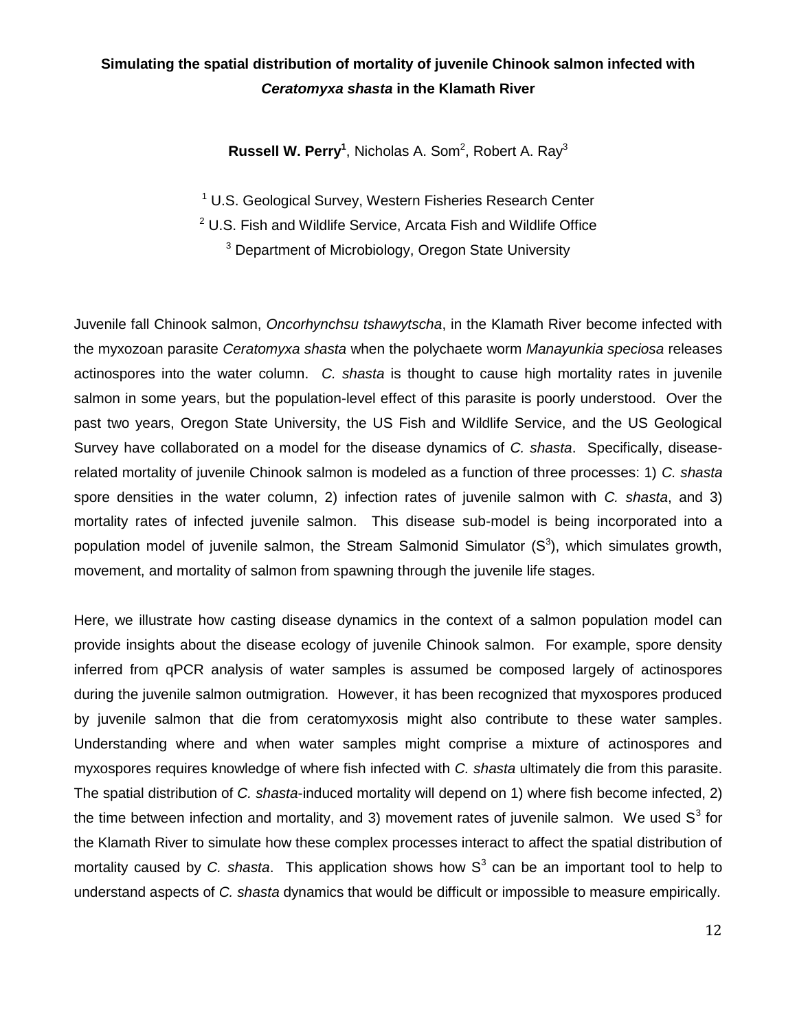# Simulating the spatial distribution of mortality of juvenile Chinook salmon infected with *Ceratomyxa shasta* in the Klamath River

**Russell W. Perry**[1], Nicholas A. Som[2], Robert A. Ray[3]

[1] U.S. Geological Survey, Western Fisheries Research Center

[2] U.S. Fish and Wildlife Service, Arcata Fish and Wildlife Office

[3] Department of Microbiology, Oregon State University

Juvenile fall Chinook salmon, *Oncorhynchsu tshawytscha*, in the Klamath River become infected with the myxozoan parasite *Ceratomyxa shasta* when the polychaete worm *Manayunkia speciosa* releases actinospores into the water column. *C. shasta* is thought to cause high mortality rates in juvenile salmon in some years, but the population-level effect of this parasite is poorly understood. Over the past two years, Oregon State University, the US Fish and Wildlife Service, and the US Geological Survey have collaborated on a model for the disease dynamics of *C. shasta*. Specifically, disease-related mortality of juvenile Chinook salmon is modeled as a function of three processes: 1) *C. shasta* spore densities in the water column, 2) infection rates of juvenile salmon with *C. shasta*, and 3) mortality rates of infected juvenile salmon. This disease sub-model is being incorporated into a population model of juvenile salmon, the Stream Salmonid Simulator ($S^3$), which simulates growth, movement, and mortality of salmon from spawning through the juvenile life stages.

Here, we illustrate how casting disease dynamics in the context of a salmon population model can provide insights about the disease ecology of juvenile Chinook salmon. For example, spore density inferred from qPCR analysis of water samples is assumed be composed largely of actinospores during the juvenile salmon outmigration. However, it has been recognized that myxospores produced by juvenile salmon that die from ceratomyxosis might also contribute to these water samples. Understanding where and when water samples might comprise a mixture of actinospores and myxospores requires knowledge of where fish infected with *C. shasta* ultimately die from this parasite. The spatial distribution of *C. shasta*-induced mortality will depend on 1) where fish become infected, 2) the time between infection and mortality, and 3) movement rates of juvenile salmon. We used $S^3$ for the Klamath River to simulate how these complex processes interact to affect the spatial distribution of mortality caused by *C. shasta*. This application shows how $S^3$ can be an important tool to help to understand aspects of *C. shasta* dynamics that would be difficult or impossible to measure empirically.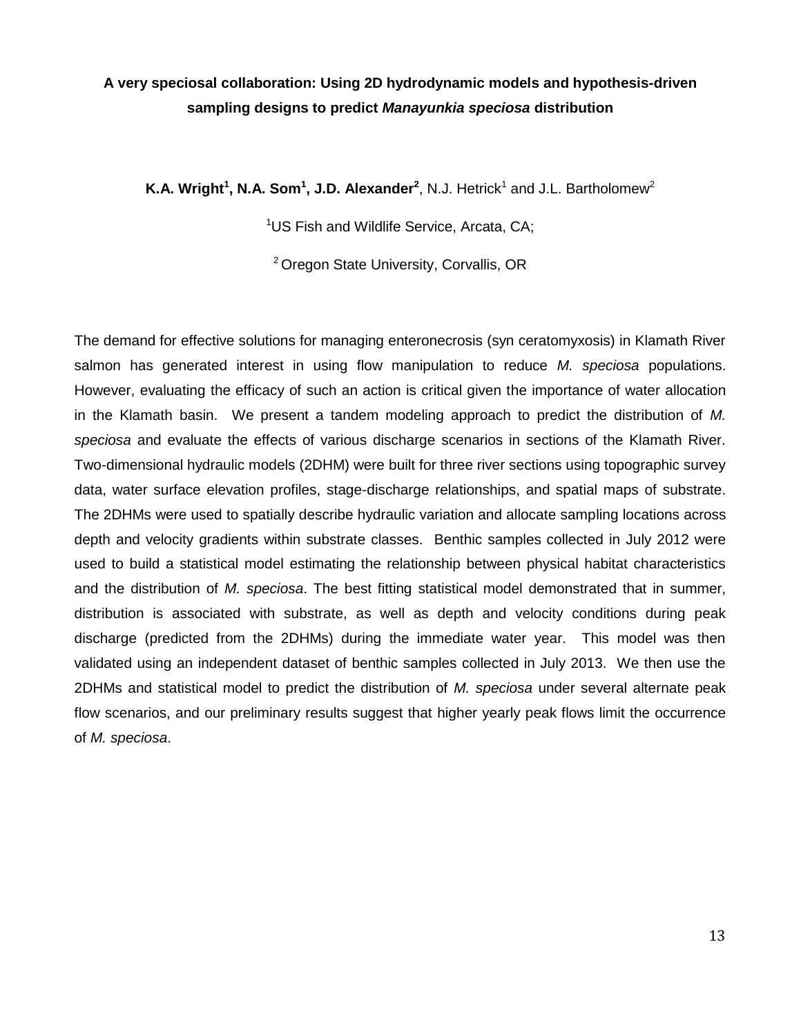**A very speciosal collaboration: Using 2D hydrodynamic models and hypothesis-driven sampling designs to predict *Manayunkia speciosa* distribution**

**K.A. Wright[1], N.A. Som[1], J.D. Alexander[2]**, N.J. Hetrick[1] and J.L. Bartholomew[2]

[1]US Fish and Wildlife Service, Arcata, CA;

[2] Oregon State University, Corvallis, OR

The demand for effective solutions for managing enteronecrosis (syn ceratomyxosis) in Klamath River salmon has generated interest in using flow manipulation to reduce *M. speciosa* populations. However, evaluating the efficacy of such an action is critical given the importance of water allocation in the Klamath basin. We present a tandem modeling approach to predict the distribution of *M. speciosa* and evaluate the effects of various discharge scenarios in sections of the Klamath River. Two-dimensional hydraulic models (2DHM) were built for three river sections using topographic survey data, water surface elevation profiles, stage-discharge relationships, and spatial maps of substrate. The 2DHMs were used to spatially describe hydraulic variation and allocate sampling locations across depth and velocity gradients within substrate classes. Benthic samples collected in July 2012 were used to build a statistical model estimating the relationship between physical habitat characteristics and the distribution of *M. speciosa*. The best fitting statistical model demonstrated that in summer, distribution is associated with substrate, as well as depth and velocity conditions during peak discharge (predicted from the 2DHMs) during the immediate water year. This model was then validated using an independent dataset of benthic samples collected in July 2013. We then use the 2DHMs and statistical model to predict the distribution of *M. speciosa* under several alternate peak flow scenarios, and our preliminary results suggest that higher yearly peak flows limit the occurrence of *M. speciosa*.